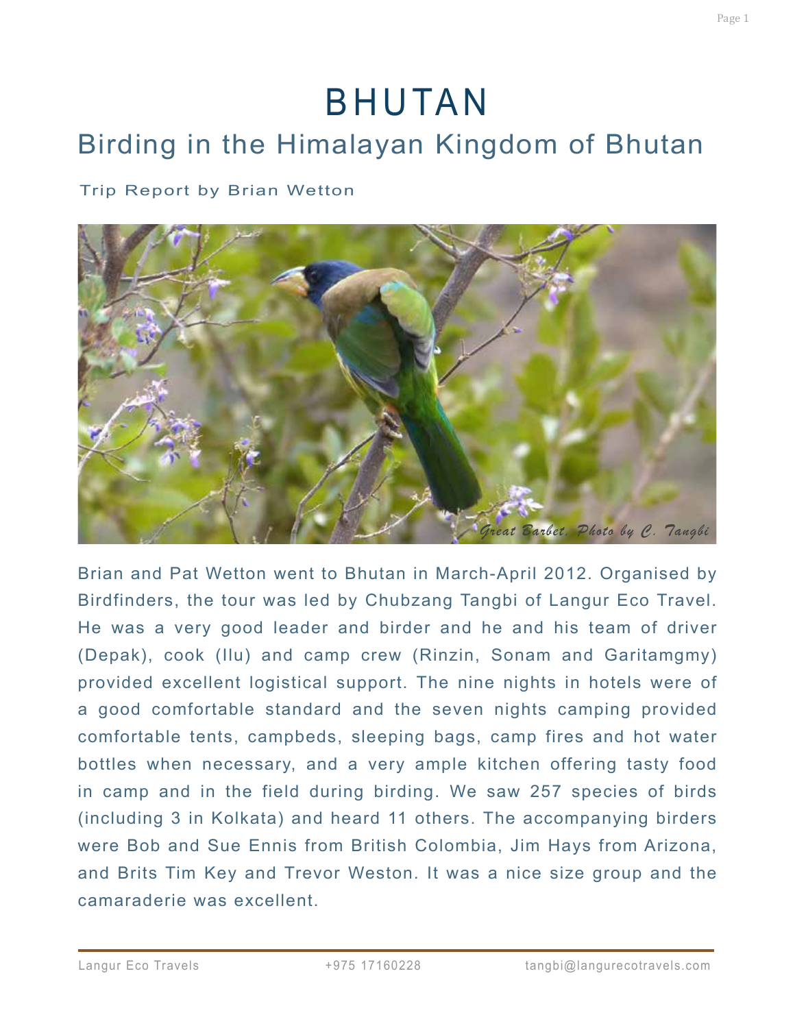# BHUTAN

## Birding in the Himalayan Kingdom of Bhutan

Trip Report by Brian Wetton

Great Barbet. Photo by C. Tangbi

Brian and Pat Wetton went to Bhutan in March-April 2012. Organised by Birdfinders, the tour was led by Chubzang Tangbi of Langur Eco Travel. He was a very good leader and birder and he and his team of driver (Depak), cook (Ilu) and camp crew (Rinzin, Sonam and Garitamgmy) provided excellent logistical support. The nine nights in hotels were of a good comfortable standard and the seven nights camping provided comfortable tents, campbeds, sleeping bags, camp fires and hot water bottles when necessary, and a very ample kitchen offering tasty food in camp and in the field during birding. We saw 257 species of birds (including 3 in Kolkata) and heard 11 others. The accompanying birders were Bob and Sue Ennis from British Colombia, Jim Hays from Arizona, and Brits Tim Key and Trevor Weston. It was a nice size group and the camaraderie was excellent.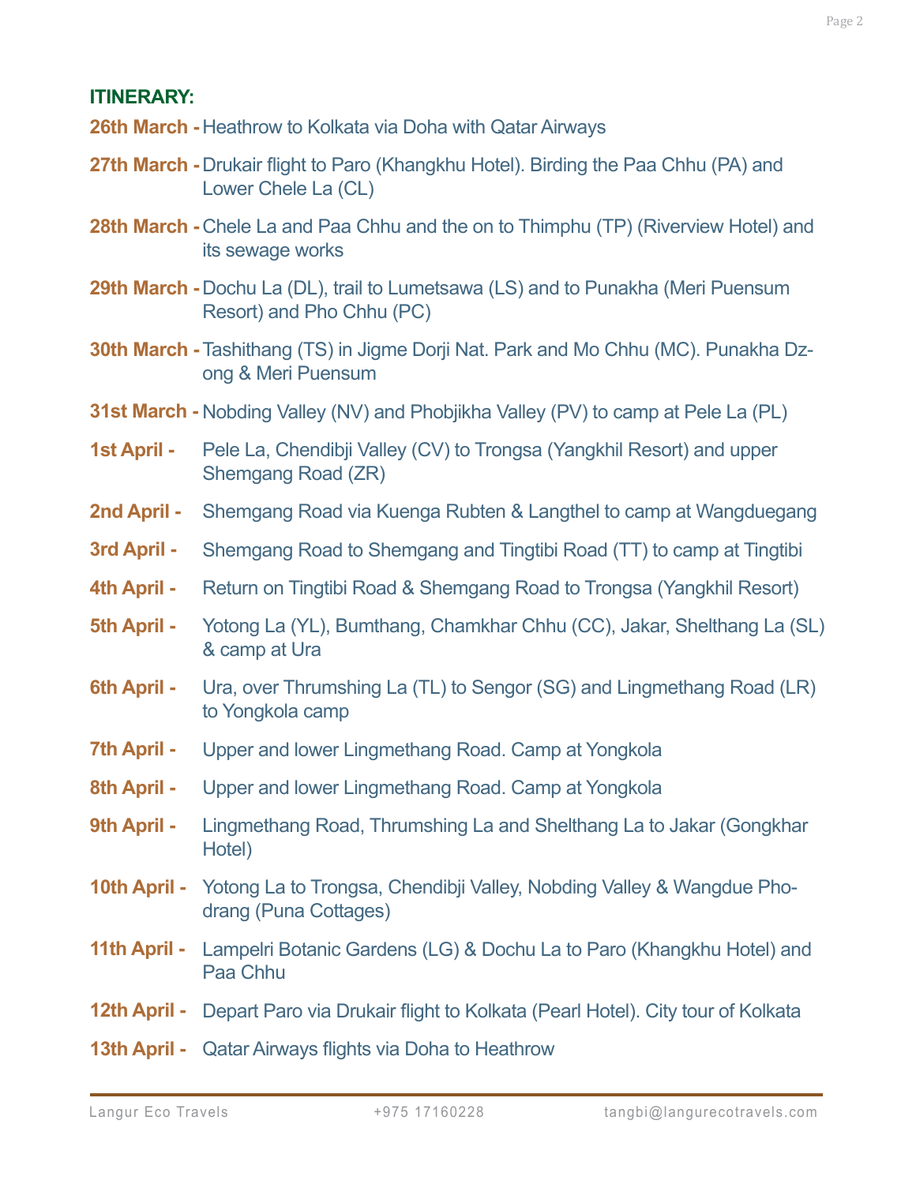## ITINERARY:

**26th March -** Heathrow to Kolkata via Doha with Qatar Airways

**27th March -** Drukair flight to Paro (Khangkhu Hotel). Birding the Paa Chhu (PA) and Lower Chele La (CL)

**28th March -** Chele La and Paa Chhu and the on to Thimphu (TP) (Riverview Hotel) and its sewage works

**29th March -** Dochu La (DL), trail to Lumetsawa (LS) and to Punakha (Meri Puensum Resort) and Pho Chhu (PC)

**30th March -** Tashithang (TS) in Jigme Dorji Nat. Park and Mo Chhu (MC). Punakha Dzong & Meri Puensum

**31st March -** Nobding Valley (NV) and Phobjikha Valley (PV) to camp at Pele La (PL)

**1st April -** Pele La, Chendibji Valley (CV) to Trongsa (Yangkhil Resort) and upper Shemgang Road (ZR)

**2nd April -** Shemgang Road via Kuenga Rubten & Langthel to camp at Wangduegang

**3rd April -** Shemgang Road to Shemgang and Tingtibi Road (TT) to camp at Tingtibi

**4th April -** Return on Tingtibi Road & Shemgang Road to Trongsa (Yangkhil Resort)

**5th April -** Yotong La (YL), Bumthang, Chamkhar Chhu (CC), Jakar, Shelthang La (SL) & camp at Ura

**6th April -** Ura, over Thrumshing La (TL) to Sengor (SG) and Lingmethang Road (LR) to Yongkola camp

**7th April -** Upper and lower Lingmethang Road. Camp at Yongkola

**8th April -** Upper and lower Lingmethang Road. Camp at Yongkola

**9th April -** Lingmethang Road, Thrumshing La and Shelthang La to Jakar (Gongkhar Hotel)

**10th April -** Yotong La to Trongsa, Chendibji Valley, Nobding Valley & Wangdue Phodrang (Puna Cottages)

**11th April -** Lampelri Botanic Gardens (LG) & Dochu La to Paro (Khangkhu Hotel) and Paa Chhu

**12th April -** Depart Paro via Drukair flight to Kolkata (Pearl Hotel). City tour of Kolkata

**13th April -** Qatar Airways flights via Doha to Heathrow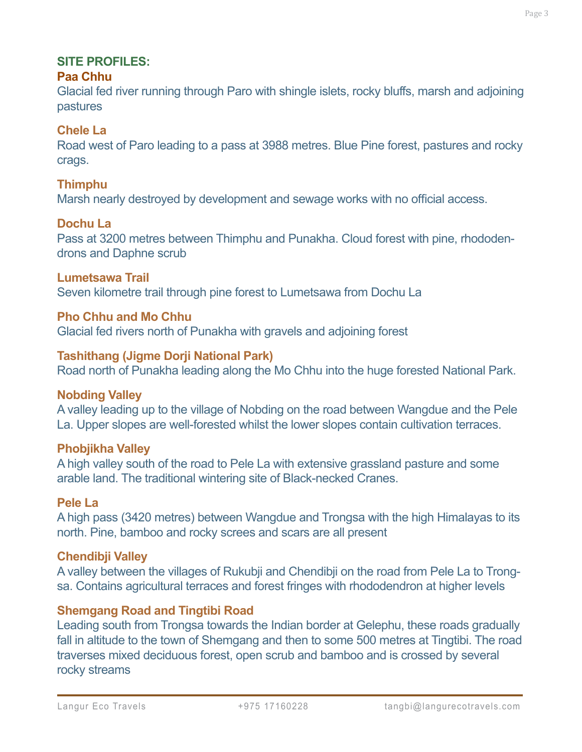## SITE PROFILES:

### Paa Chhu

Glacial fed river running through Paro with shingle islets, rocky bluffs, marsh and adjoining pastures

### Chele La

Road west of Paro leading to a pass at 3988 metres. Blue Pine forest, pastures and rocky crags.

### Thimphu

Marsh nearly destroyed by development and sewage works with no official access.

### Dochu La

Pass at 3200 metres between Thimphu and Punakha. Cloud forest with pine, rhododendrons and Daphne scrub

### Lumetsawa Trail

Seven kilometre trail through pine forest to Lumetsawa from Dochu La

### Pho Chhu and Mo Chhu

Glacial fed rivers north of Punakha with gravels and adjoining forest

### Tashithang (Jigme Dorji National Park)

Road north of Punakha leading along the Mo Chhu into the huge forested National Park.

### Nobding Valley

A valley leading up to the village of Nobding on the road between Wangdue and the Pele La. Upper slopes are well-forested whilst the lower slopes contain cultivation terraces.

### Phobjikha Valley

A high valley south of the road to Pele La with extensive grassland pasture and some arable land. The traditional wintering site of Black-necked Cranes.

### Pele La

A high pass (3420 metres) between Wangdue and Trongsa with the high Himalayas to its north. Pine, bamboo and rocky screes and scars are all present

### Chendibji Valley

A valley between the villages of Rukubji and Chendibji on the road from Pele La to Trongsa. Contains agricultural terraces and forest fringes with rhododendron at higher levels

### Shemgang Road and Tingtibi Road

Leading south from Trongsa towards the Indian border at Gelephu, these roads gradually fall in altitude to the town of Shemgang and then to some 500 metres at Tingtibi. The road traverses mixed deciduous forest, open scrub and bamboo and is crossed by several rocky streams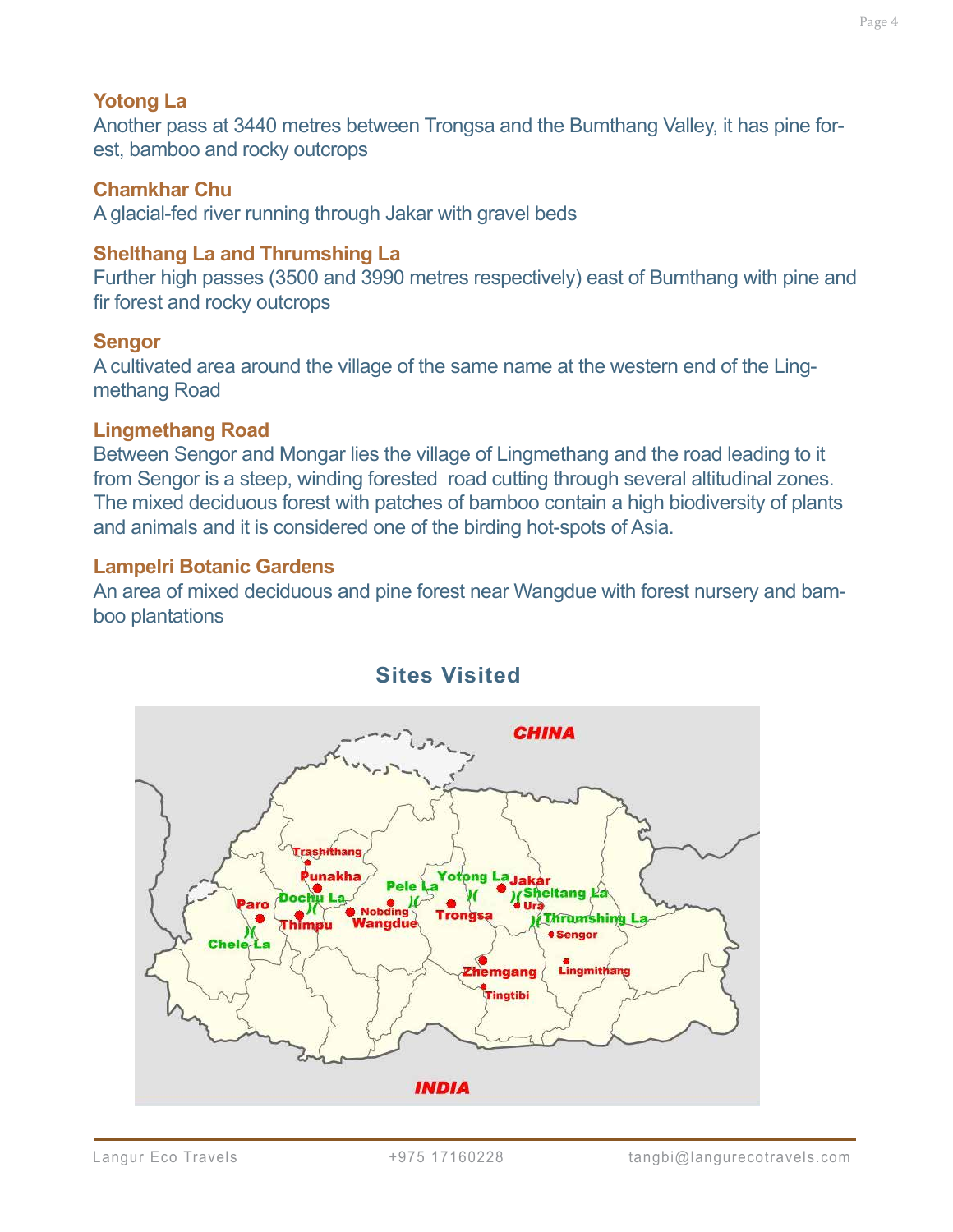### Yotong La

Another pass at 3440 metres between Trongsa and the Bumthang Valley, it has pine forest, bamboo and rocky outcrops

### Chamkhar Chu

A glacial-fed river running through Jakar with gravel beds

### Shelthang La and Thrumshing La

Further high passes (3500 and 3990 metres respectively) east of Bumthang with pine and fir forest and rocky outcrops

### Sengor

A cultivated area around the village of the same name at the western end of the Lingmethang Road

### Lingmethang Road

Between Sengor and Mongar lies the village of Lingmethang and the road leading to it from Sengor is a steep, winding forested road cutting through several altitudinal zones. The mixed deciduous forest with patches of bamboo contain a high biodiversity of plants and animals and it is considered one of the birding hot-spots of Asia.

### Lampelri Botanic Gardens

An area of mixed deciduous and pine forest near Wangdue with forest nursery and bamboo plantations

## Sites Visited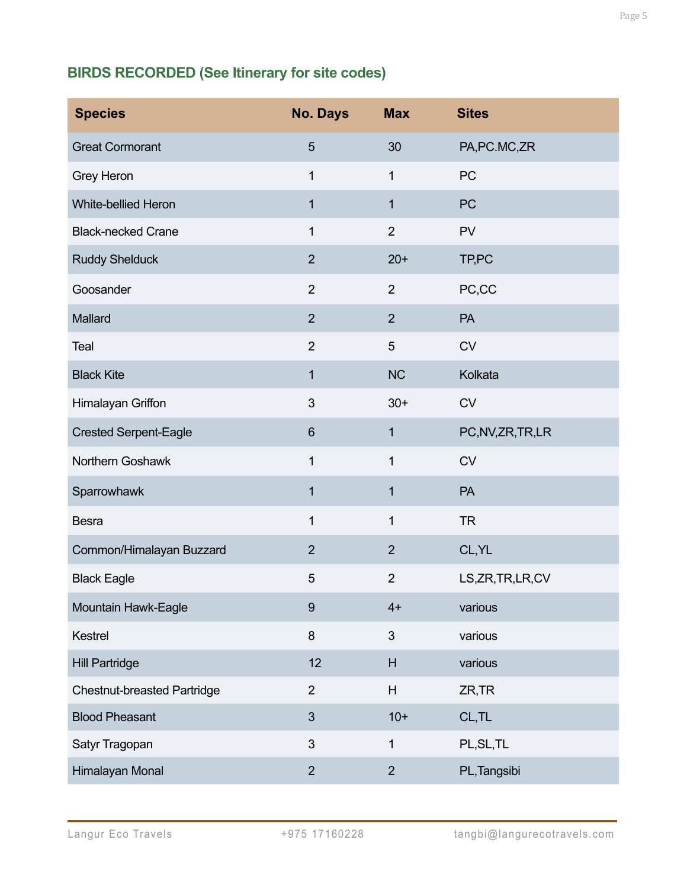## BIRDS RECORDED (See Itinerary for site codes)

| Species | No. Days | Max | Sites |
|---|---|---|---|
| Great Cormorant | 5 | 30 | PA,PC.MC,ZR |
| Grey Heron | 1 | 1 | PC |
| White-bellied Heron | 1 | 1 | PC |
| Black-necked Crane | 1 | 2 | PV |
| Ruddy Shelduck | 2 | 20+ | TP,PC |
| Goosander | 2 | 2 | PC,CC |
| Mallard | 2 | 2 | PA |
| Teal | 2 | 5 | CV |
| Black Kite | 1 | NC | Kolkata |
| Himalayan Griffon | 3 | 30+ | CV |
| Crested Serpent-Eagle | 6 | 1 | PC,NV,ZR,TR,LR |
| Northern Goshawk | 1 | 1 | CV |
| Sparrowhawk | 1 | 1 | PA |
| Besra | 1 | 1 | TR |
| Common/Himalayan Buzzard | 2 | 2 | CL,YL |
| Black Eagle | 5 | 2 | LS,ZR,TR,LR,CV |
| Mountain Hawk-Eagle | 9 | 4+ | various |
| Kestrel | 8 | 3 | various |
| Hill Partridge | 12 | H | various |
| Chestnut-breasted Partridge | 2 | H | ZR,TR |
| Blood Pheasant | 3 | 10+ | CL,TL |
| Satyr Tragopan | 3 | 1 | PL,SL,TL |
| Himalayan Monal | 2 | 2 | PL,Tangsibi |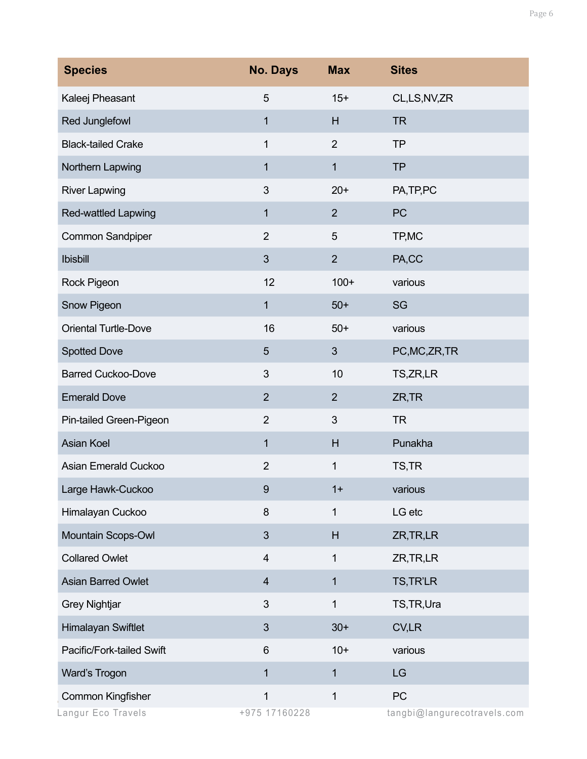| Species | No. Days | Max | Sites |
|---|---|---|---|
| Kaleej Pheasant | 5 | 15+ | CL,LS,NV,ZR |
| Red Junglefowl | 1 | H | TR |
| Black-tailed Crake | 1 | 2 | TP |
| Northern Lapwing | 1 | 1 | TP |
| River Lapwing | 3 | 20+ | PA,TP,PC |
| Red-wattled Lapwing | 1 | 2 | PC |
| Common Sandpiper | 2 | 5 | TP,MC |
| Ibisbill | 3 | 2 | PA,CC |
| Rock Pigeon | 12 | 100+ | various |
| Snow Pigeon | 1 | 50+ | SG |
| Oriental Turtle-Dove | 16 | 50+ | various |
| Spotted Dove | 5 | 3 | PC,MC,ZR,TR |
| Barred Cuckoo-Dove | 3 | 10 | TS,ZR,LR |
| Emerald Dove | 2 | 2 | ZR,TR |
| Pin-tailed Green-Pigeon | 2 | 3 | TR |
| Asian Koel | 1 | H | Punakha |
| Asian Emerald Cuckoo | 2 | 1 | TS,TR |
| Large Hawk-Cuckoo | 9 | 1+ | various |
| Himalayan Cuckoo | 8 | 1 | LG etc |
| Mountain Scops-Owl | 3 | H | ZR,TR,LR |
| Collared Owlet | 4 | 1 | ZR,TR,LR |
| Asian Barred Owlet | 4 | 1 | TS,TR'LR |
| Grey Nightjar | 3 | 1 | TS,TR,Ura |
| Himalayan Swiftlet | 3 | 30+ | CV,LR |
| Pacific/Fork-tailed Swift | 6 | 10+ | various |
| Ward's Trogon | 1 | 1 | LG |
| Common Kingfisher | 1 | 1 | PC |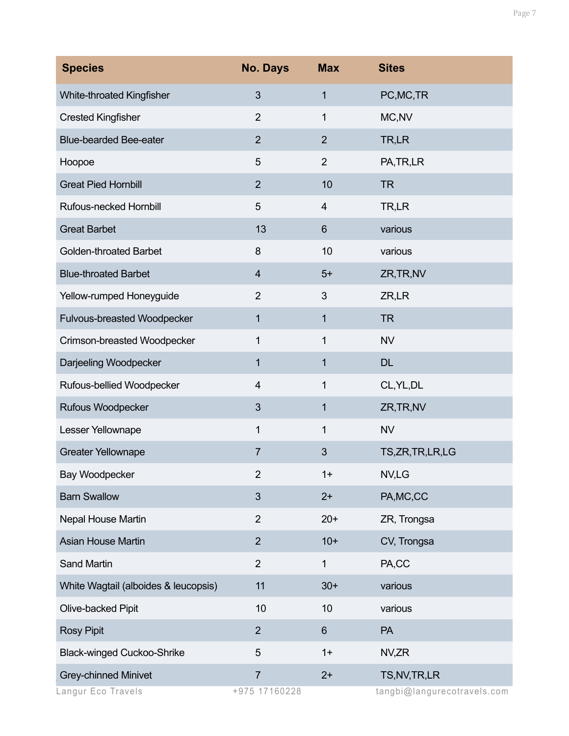| Species | No. Days | Max | Sites |
|---|---|---|---|
| White-throated Kingfisher | 3 | 1 | PC,MC,TR |
| Crested Kingfisher | 2 | 1 | MC,NV |
| Blue-bearded Bee-eater | 2 | 2 | TR,LR |
| Hoopoe | 5 | 2 | PA,TR,LR |
| Great Pied Hornbill | 2 | 10 | TR |
| Rufous-necked Hornbill | 5 | 4 | TR,LR |
| Great Barbet | 13 | 6 | various |
| Golden-throated Barbet | 8 | 10 | various |
| Blue-throated Barbet | 4 | 5+ | ZR,TR,NV |
| Yellow-rumped Honeyguide | 2 | 3 | ZR,LR |
| Fulvous-breasted Woodpecker | 1 | 1 | TR |
| Crimson-breasted Woodpecker | 1 | 1 | NV |
| Darjeeling Woodpecker | 1 | 1 | DL |
| Rufous-bellied Woodpecker | 4 | 1 | CL,YL,DL |
| Rufous Woodpecker | 3 | 1 | ZR,TR,NV |
| Lesser Yellownape | 1 | 1 | NV |
| Greater Yellownape | 7 | 3 | TS,ZR,TR,LR,LG |
| Bay Woodpecker | 2 | 1+ | NV,LG |
| Barn Swallow | 3 | 2+ | PA,MC,CC |
| Nepal House Martin | 2 | 20+ | ZR, Trongsa |
| Asian House Martin | 2 | 10+ | CV, Trongsa |
| Sand Martin | 2 | 1 | PA,CC |
| White Wagtail (alboides & leucopsis) | 11 | 30+ | various |
| Olive-backed Pipit | 10 | 10 | various |
| Rosy Pipit | 2 | 6 | PA |
| Black-winged Cuckoo-Shrike | 5 | 1+ | NV,ZR |
| Grey-chinned Minivet | 7 | 2+ | TS,NV,TR,LR |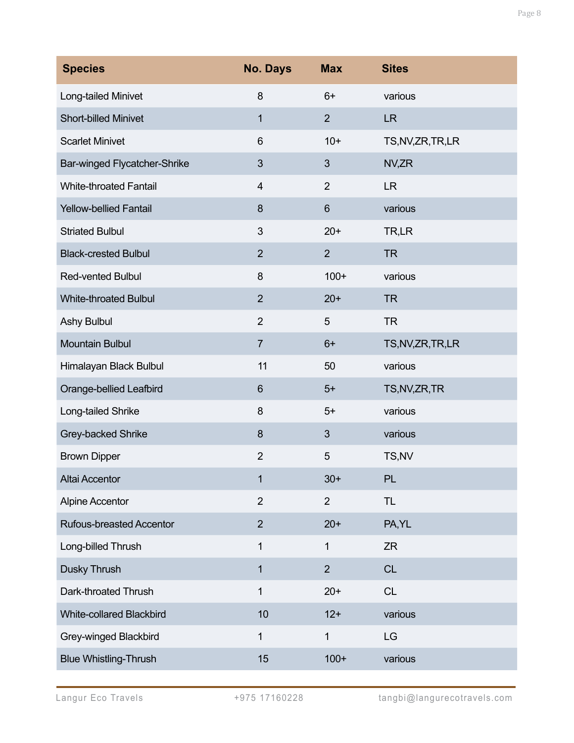| Species | No. Days | Max | Sites |
|---|---|---|---|
| Long-tailed Minivet | 8 | 6+ | various |
| Short-billed Minivet | 1 | 2 | LR |
| Scarlet Minivet | 6 | 10+ | TS,NV,ZR,TR,LR |
| Bar-winged Flycatcher-Shrike | 3 | 3 | NV,ZR |
| White-throated Fantail | 4 | 2 | LR |
| Yellow-bellied Fantail | 8 | 6 | various |
| Striated Bulbul | 3 | 20+ | TR,LR |
| Black-crested Bulbul | 2 | 2 | TR |
| Red-vented Bulbul | 8 | 100+ | various |
| White-throated Bulbul | 2 | 20+ | TR |
| Ashy Bulbul | 2 | 5 | TR |
| Mountain Bulbul | 7 | 6+ | TS,NV,ZR,TR,LR |
| Himalayan Black Bulbul | 11 | 50 | various |
| Orange-bellied Leafbird | 6 | 5+ | TS,NV,ZR,TR |
| Long-tailed Shrike | 8 | 5+ | various |
| Grey-backed Shrike | 8 | 3 | various |
| Brown Dipper | 2 | 5 | TS,NV |
| Altai Accentor | 1 | 30+ | PL |
| Alpine Accentor | 2 | 2 | TL |
| Rufous-breasted Accentor | 2 | 20+ | PA,YL |
| Long-billed Thrush | 1 | 1 | ZR |
| Dusky Thrush | 1 | 2 | CL |
| Dark-throated Thrush | 1 | 20+ | CL |
| White-collared Blackbird | 10 | 12+ | various |
| Grey-winged Blackbird | 1 | 1 | LG |
| Blue Whistling-Thrush | 15 | 100+ | various |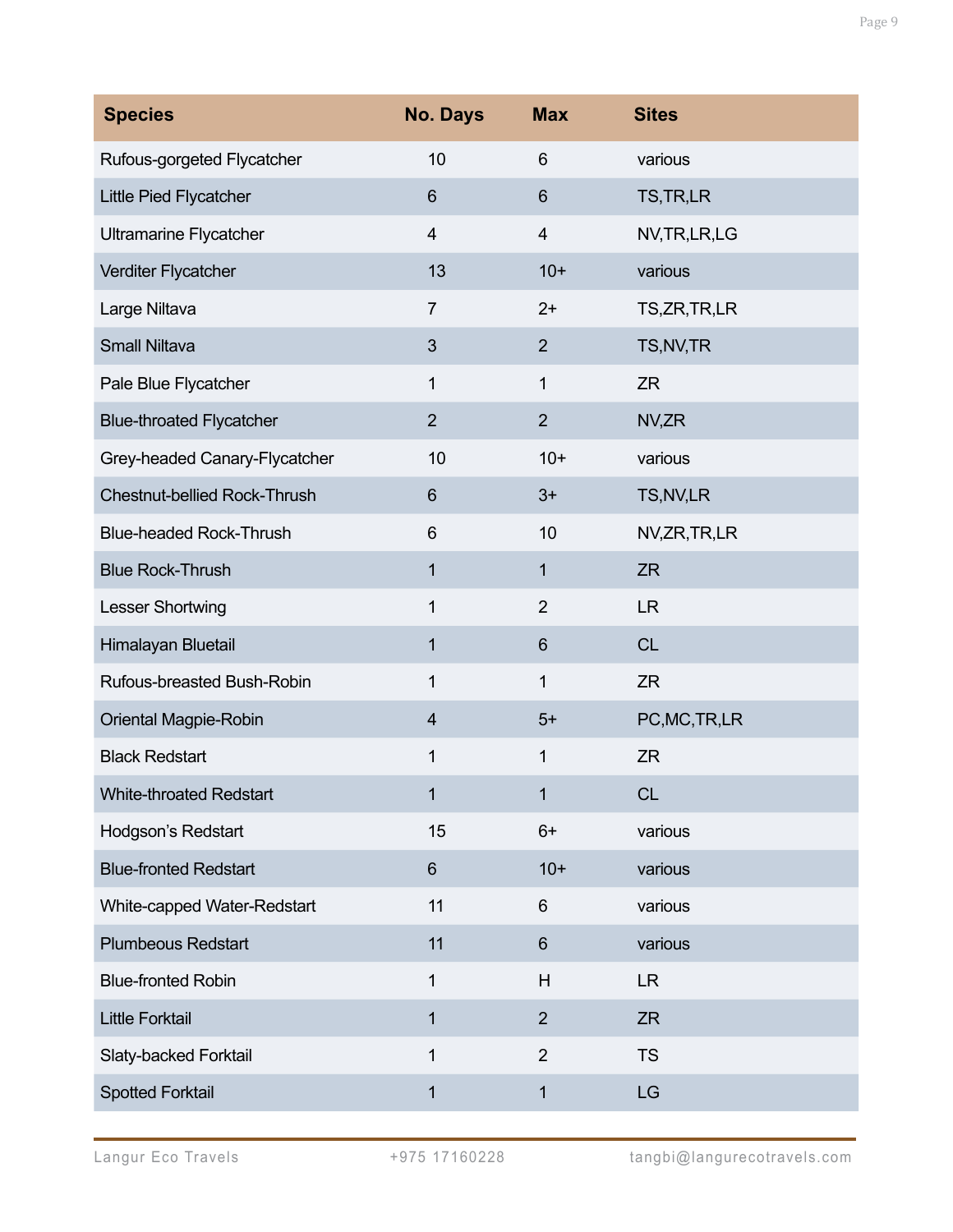| Species | No. Days | Max | Sites |
|---|---|---|---|
| Rufous-gorgeted Flycatcher | 10 | 6 | various |
| Little Pied Flycatcher | 6 | 6 | TS,TR,LR |
| Ultramarine Flycatcher | 4 | 4 | NV,TR,LR,LG |
| Verditer Flycatcher | 13 | 10+ | various |
| Large Niltava | 7 | 2+ | TS,ZR,TR,LR |
| Small Niltava | 3 | 2 | TS,NV,TR |
| Pale Blue Flycatcher | 1 | 1 | ZR |
| Blue-throated Flycatcher | 2 | 2 | NV,ZR |
| Grey-headed Canary-Flycatcher | 10 | 10+ | various |
| Chestnut-bellied Rock-Thrush | 6 | 3+ | TS,NV,LR |
| Blue-headed Rock-Thrush | 6 | 10 | NV,ZR,TR,LR |
| Blue Rock-Thrush | 1 | 1 | ZR |
| Lesser Shortwing | 1 | 2 | LR |
| Himalayan Bluetail | 1 | 6 | CL |
| Rufous-breasted Bush-Robin | 1 | 1 | ZR |
| Oriental Magpie-Robin | 4 | 5+ | PC,MC,TR,LR |
| Black Redstart | 1 | 1 | ZR |
| White-throated Redstart | 1 | 1 | CL |
| Hodgson's Redstart | 15 | 6+ | various |
| Blue-fronted Redstart | 6 | 10+ | various |
| White-capped Water-Redstart | 11 | 6 | various |
| Plumbeous Redstart | 11 | 6 | various |
| Blue-fronted Robin | 1 | H | LR |
| Little Forktail | 1 | 2 | ZR |
| Slaty-backed Forktail | 1 | 2 | TS |
| Spotted Forktail | 1 | 1 | LG |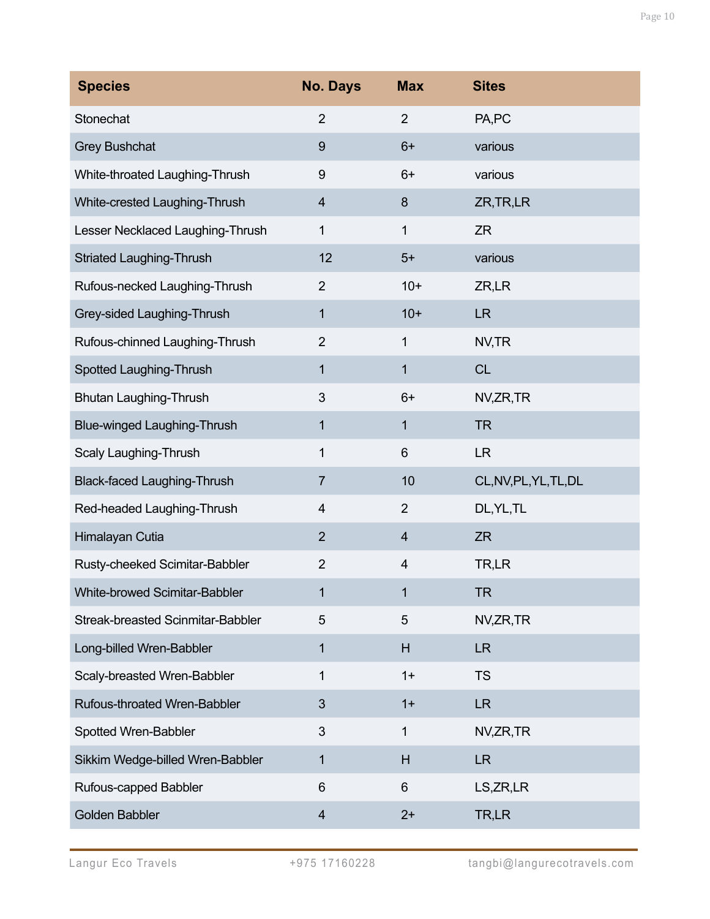| Species | No. Days | Max | Sites |
|---|---|---|---|
| Stonechat | 2 | 2 | PA,PC |
| Grey Bushchat | 9 | 6+ | various |
| White-throated Laughing-Thrush | 9 | 6+ | various |
| White-crested Laughing-Thrush | 4 | 8 | ZR,TR,LR |
| Lesser Necklaced Laughing-Thrush | 1 | 1 | ZR |
| Striated Laughing-Thrush | 12 | 5+ | various |
| Rufous-necked Laughing-Thrush | 2 | 10+ | ZR,LR |
| Grey-sided Laughing-Thrush | 1 | 10+ | LR |
| Rufous-chinned Laughing-Thrush | 2 | 1 | NV,TR |
| Spotted Laughing-Thrush | 1 | 1 | CL |
| Bhutan Laughing-Thrush | 3 | 6+ | NV,ZR,TR |
| Blue-winged Laughing-Thrush | 1 | 1 | TR |
| Scaly Laughing-Thrush | 1 | 6 | LR |
| Black-faced Laughing-Thrush | 7 | 10 | CL,NV,PL,YL,TL,DL |
| Red-headed Laughing-Thrush | 4 | 2 | DL,YL,TL |
| Himalayan Cutia | 2 | 4 | ZR |
| Rusty-cheeked Scimitar-Babbler | 2 | 4 | TR,LR |
| White-browed Scimitar-Babbler | 1 | 1 | TR |
| Streak-breasted Scinmitar-Babbler | 5 | 5 | NV,ZR,TR |
| Long-billed Wren-Babbler | 1 | H | LR |
| Scaly-breasted Wren-Babbler | 1 | 1+ | TS |
| Rufous-throated Wren-Babbler | 3 | 1+ | LR |
| Spotted Wren-Babbler | 3 | 1 | NV,ZR,TR |
| Sikkim Wedge-billed Wren-Babbler | 1 | H | LR |
| Rufous-capped Babbler | 6 | 6 | LS,ZR,LR |
| Golden Babbler | 4 | 2+ | TR,LR |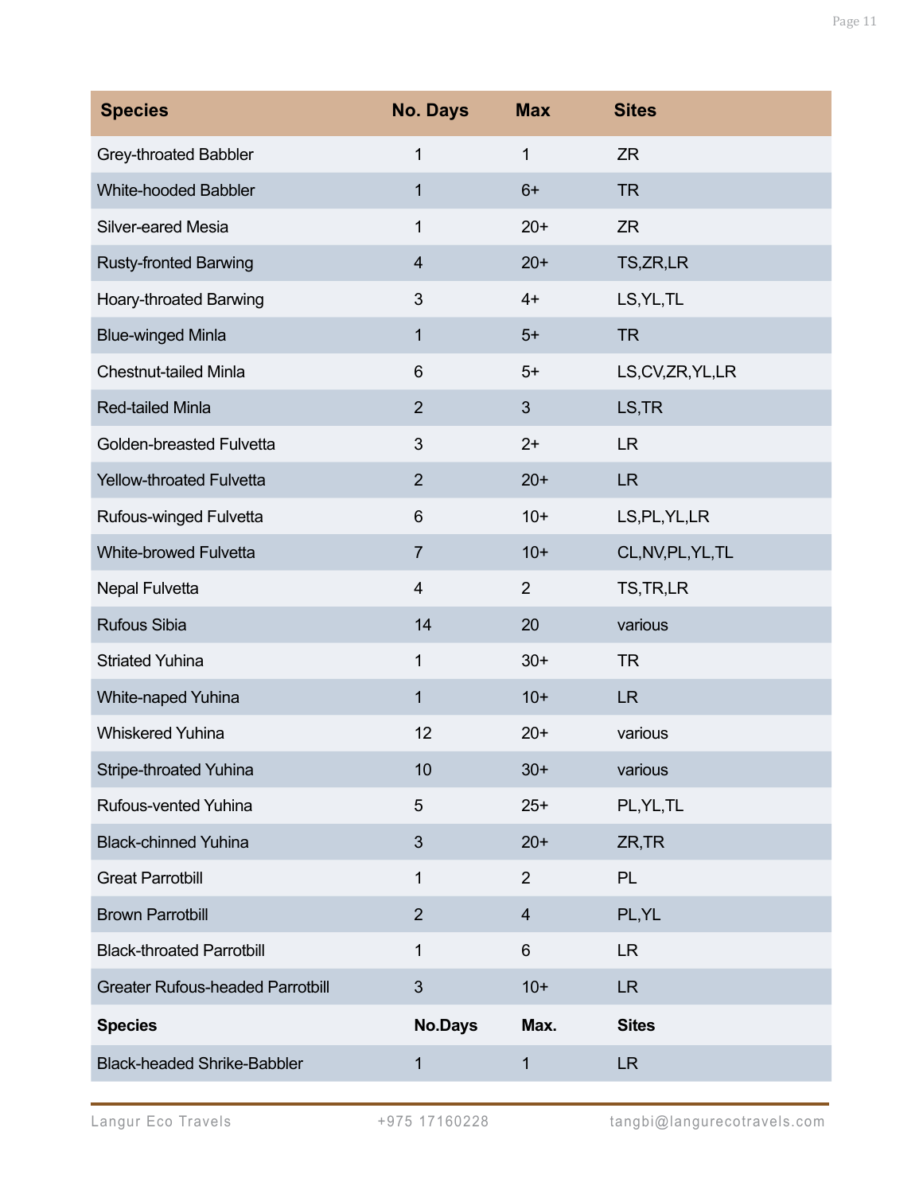| Species | No. Days | Max | Sites |
|---|---|---|---|
| Grey-throated Babbler | 1 | 1 | ZR |
| White-hooded Babbler | 1 | 6+ | TR |
| Silver-eared Mesia | 1 | 20+ | ZR |
| Rusty-fronted Barwing | 4 | 20+ | TS,ZR,LR |
| Hoary-throated Barwing | 3 | 4+ | LS,YL,TL |
| Blue-winged Minla | 1 | 5+ | TR |
| Chestnut-tailed Minla | 6 | 5+ | LS,CV,ZR,YL,LR |
| Red-tailed Minla | 2 | 3 | LS,TR |
| Golden-breasted Fulvetta | 3 | 2+ | LR |
| Yellow-throated Fulvetta | 2 | 20+ | LR |
| Rufous-winged Fulvetta | 6 | 10+ | LS,PL,YL,LR |
| White-browed Fulvetta | 7 | 10+ | CL,NV,PL,YL,TL |
| Nepal Fulvetta | 4 | 2 | TS,TR,LR |
| Rufous Sibia | 14 | 20 | various |
| Striated Yuhina | 1 | 30+ | TR |
| White-naped Yuhina | 1 | 10+ | LR |
| Whiskered Yuhina | 12 | 20+ | various |
| Stripe-throated Yuhina | 10 | 30+ | various |
| Rufous-vented Yuhina | 5 | 25+ | PL,YL,TL |
| Black-chinned Yuhina | 3 | 20+ | ZR,TR |
| Great Parrotbill | 1 | 2 | PL |
| Brown Parrotbill | 2 | 4 | PL,YL |
| Black-throated Parrotbill | 1 | 6 | LR |
| Greater Rufous-headed Parrotbill | 3 | 10+ | LR |
| **Species** | **No.Days** | **Max.** | **Sites** |
| Black-headed Shrike-Babbler | 1 | 1 | LR |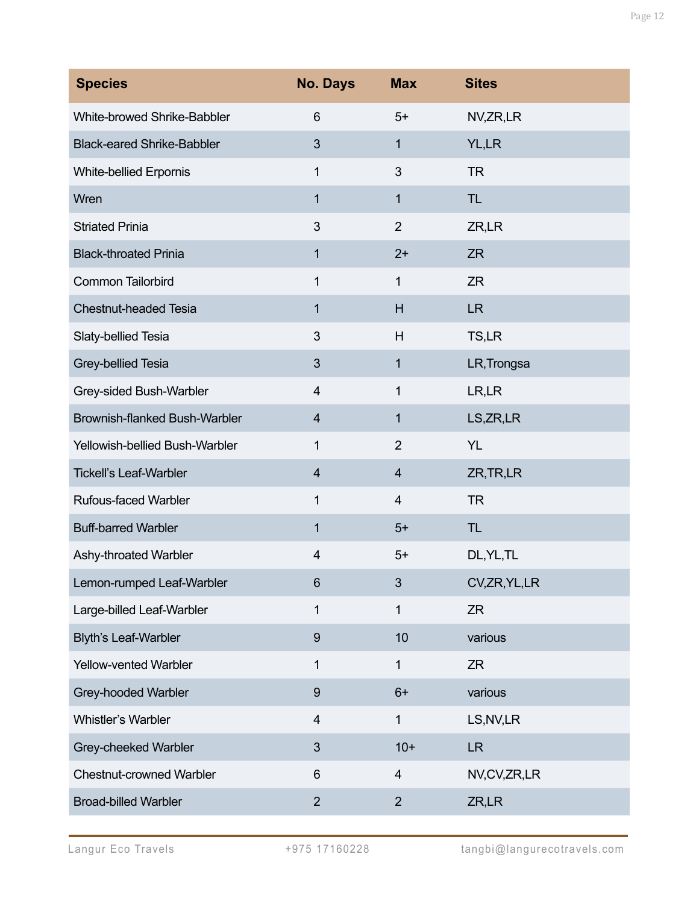| Species | No. Days | Max | Sites |
|---|---|---|---|
| White-browed Shrike-Babbler | 6 | 5+ | NV,ZR,LR |
| Black-eared Shrike-Babbler | 3 | 1 | YL,LR |
| White-bellied Erpornis | 1 | 3 | TR |
| Wren | 1 | 1 | TL |
| Striated Prinia | 3 | 2 | ZR,LR |
| Black-throated Prinia | 1 | 2+ | ZR |
| Common Tailorbird | 1 | 1 | ZR |
| Chestnut-headed Tesia | 1 | H | LR |
| Slaty-bellied Tesia | 3 | H | TS,LR |
| Grey-bellied Tesia | 3 | 1 | LR,Trongsa |
| Grey-sided Bush-Warbler | 4 | 1 | LR,LR |
| Brownish-flanked Bush-Warbler | 4 | 1 | LS,ZR,LR |
| Yellowish-bellied Bush-Warbler | 1 | 2 | YL |
| Tickell's Leaf-Warbler | 4 | 4 | ZR,TR,LR |
| Rufous-faced Warbler | 1 | 4 | TR |
| Buff-barred Warbler | 1 | 5+ | TL |
| Ashy-throated Warbler | 4 | 5+ | DL,YL,TL |
| Lemon-rumped Leaf-Warbler | 6 | 3 | CV,ZR,YL,LR |
| Large-billed Leaf-Warbler | 1 | 1 | ZR |
| Blyth's Leaf-Warbler | 9 | 10 | various |
| Yellow-vented Warbler | 1 | 1 | ZR |
| Grey-hooded Warbler | 9 | 6+ | various |
| Whistler's Warbler | 4 | 1 | LS,NV,LR |
| Grey-cheeked Warbler | 3 | 10+ | LR |
| Chestnut-crowned Warbler | 6 | 4 | NV,CV,ZR,LR |
| Broad-billed Warbler | 2 | 2 | ZR,LR |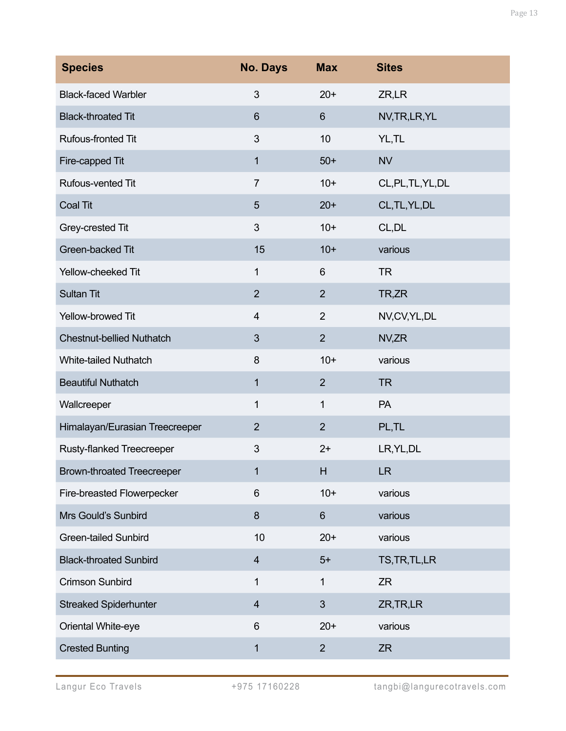| Species | No. Days | Max | Sites |
|---|---|---|---|
| Black-faced Warbler | 3 | 20+ | ZR,LR |
| Black-throated Tit | 6 | 6 | NV,TR,LR,YL |
| Rufous-fronted Tit | 3 | 10 | YL,TL |
| Fire-capped Tit | 1 | 50+ | NV |
| Rufous-vented Tit | 7 | 10+ | CL,PL,TL,YL,DL |
| Coal Tit | 5 | 20+ | CL,TL,YL,DL |
| Grey-crested Tit | 3 | 10+ | CL,DL |
| Green-backed Tit | 15 | 10+ | various |
| Yellow-cheeked Tit | 1 | 6 | TR |
| Sultan Tit | 2 | 2 | TR,ZR |
| Yellow-browed Tit | 4 | 2 | NV,CV,YL,DL |
| Chestnut-bellied Nuthatch | 3 | 2 | NV,ZR |
| White-tailed Nuthatch | 8 | 10+ | various |
| Beautiful Nuthatch | 1 | 2 | TR |
| Wallcreeper | 1 | 1 | PA |
| Himalayan/Eurasian Treecreeper | 2 | 2 | PL,TL |
| Rusty-flanked Treecreeper | 3 | 2+ | LR,YL,DL |
| Brown-throated Treecreeper | 1 | H | LR |
| Fire-breasted Flowerpecker | 6 | 10+ | various |
| Mrs Gould's Sunbird | 8 | 6 | various |
| Green-tailed Sunbird | 10 | 20+ | various |
| Black-throated Sunbird | 4 | 5+ | TS,TR,TL,LR |
| Crimson Sunbird | 1 | 1 | ZR |
| Streaked Spiderhunter | 4 | 3 | ZR,TR,LR |
| Oriental White-eye | 6 | 20+ | various |
| Crested Bunting | 1 | 2 | ZR |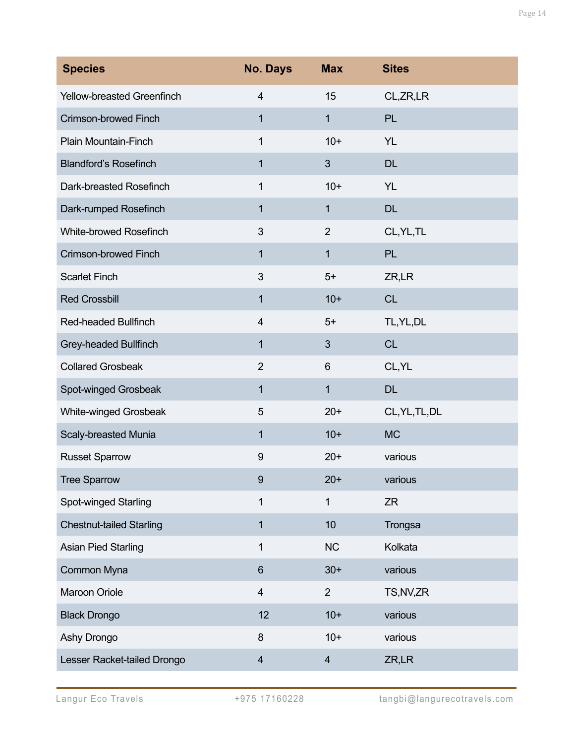| Species | No. Days | Max | Sites |
|---|---|---|---|
| Yellow-breasted Greenfinch | 4 | 15 | CL,ZR,LR |
| Crimson-browed Finch | 1 | 1 | PL |
| Plain Mountain-Finch | 1 | 10+ | YL |
| Blandford’s Rosefinch | 1 | 3 | DL |
| Dark-breasted Rosefinch | 1 | 10+ | YL |
| Dark-rumped Rosefinch | 1 | 1 | DL |
| White-browed Rosefinch | 3 | 2 | CL,YL,TL |
| Crimson-browed Finch | 1 | 1 | PL |
| Scarlet Finch | 3 | 5+ | ZR,LR |
| Red Crossbill | 1 | 10+ | CL |
| Red-headed Bullfinch | 4 | 5+ | TL,YL,DL |
| Grey-headed Bullfinch | 1 | 3 | CL |
| Collared Grosbeak | 2 | 6 | CL,YL |
| Spot-winged Grosbeak | 1 | 1 | DL |
| White-winged Grosbeak | 5 | 20+ | CL,YL,TL,DL |
| Scaly-breasted Munia | 1 | 10+ | MC |
| Russet Sparrow | 9 | 20+ | various |
| Tree Sparrow | 9 | 20+ | various |
| Spot-winged Starling | 1 | 1 | ZR |
| Chestnut-tailed Starling | 1 | 10 | Trongsa |
| Asian Pied Starling | 1 | NC | Kolkata |
| Common Myna | 6 | 30+ | various |
| Maroon Oriole | 4 | 2 | TS,NV,ZR |
| Black Drongo | 12 | 10+ | various |
| Ashy Drongo | 8 | 10+ | various |
| Lesser Racket-tailed Drongo | 4 | 4 | ZR,LR |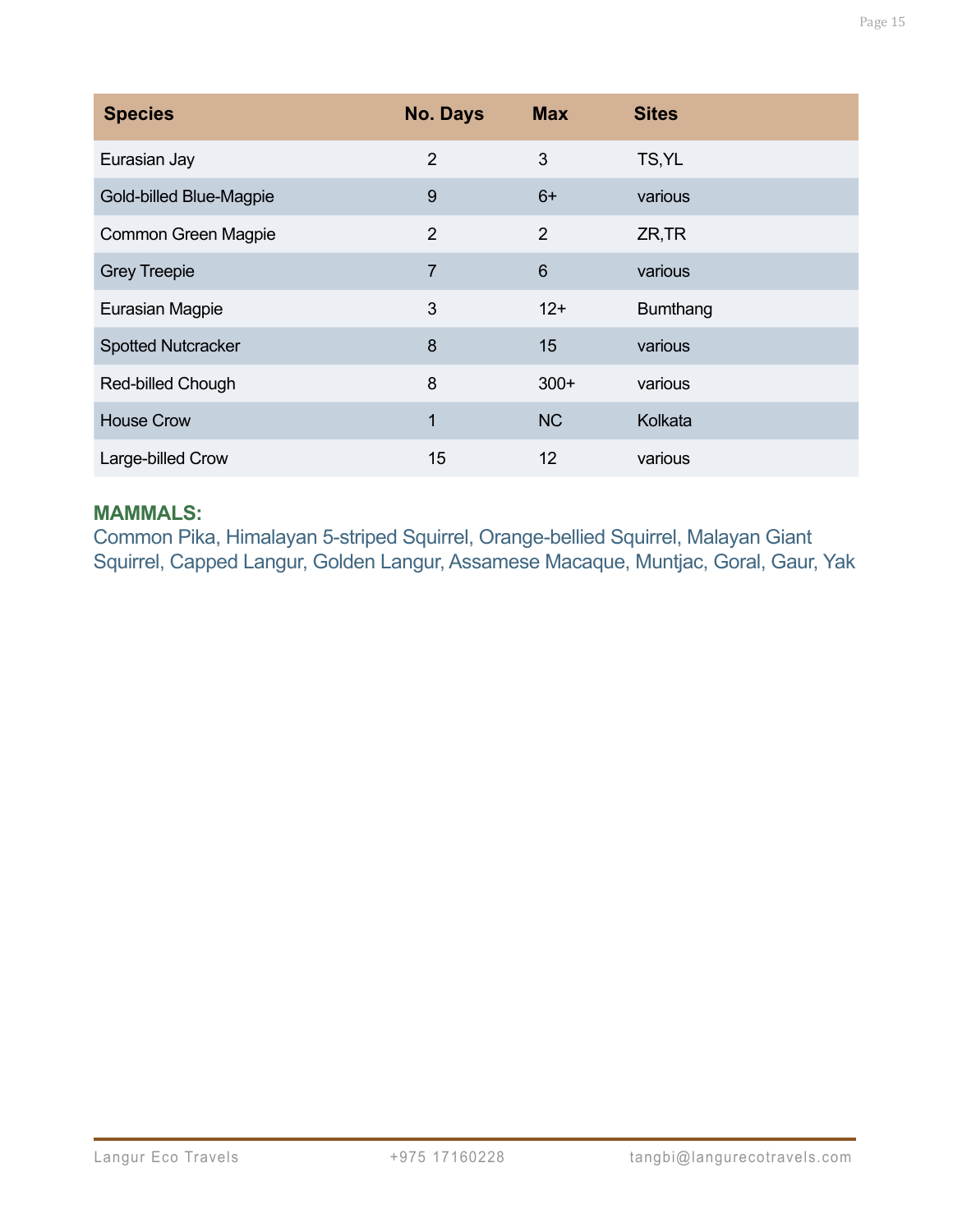| Species | No. Days | Max | Sites |
|---|---|---|---|
| Eurasian Jay | 2 | 3 | TS,YL |
| Gold-billed Blue-Magpie | 9 | 6+ | various |
| Common Green Magpie | 2 | 2 | ZR,TR |
| Grey Treepie | 7 | 6 | various |
| Eurasian Magpie | 3 | 12+ | Bumthang |
| Spotted Nutcracker | 8 | 15 | various |
| Red-billed Chough | 8 | 300+ | various |
| House Crow | 1 | NC | Kolkata |
| Large-billed Crow | 15 | 12 | various |

**MAMMALS:**

Common Pika, Himalayan 5-striped Squirrel, Orange-bellied Squirrel, Malayan Giant Squirrel, Capped Langur, Golden Langur, Assamese Macaque, Muntjac, Goral, Gaur, Yak

Langur Eco Travels +975 17160228 tangbi@langurecotravels.com